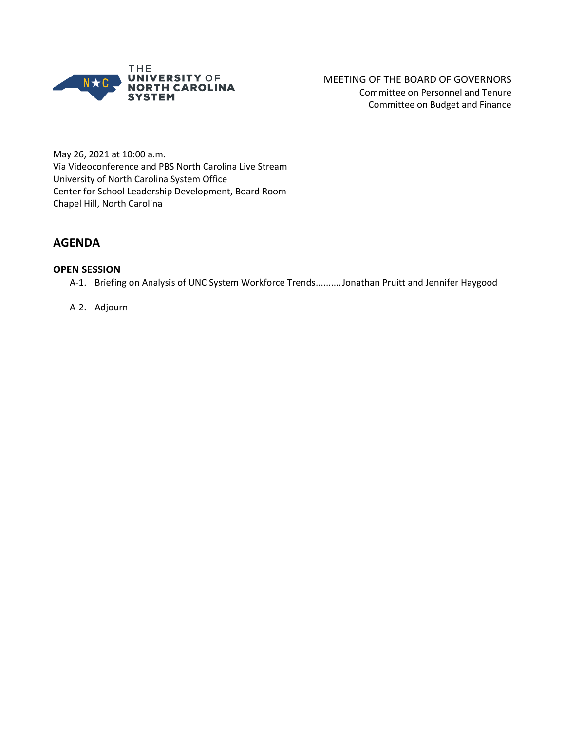THE UNIVERSITY OF NORTH CAROLINA SYSTEM

MEETING OF THE BOARD OF GOVERNORS
Committee on Personnel and Tenure
Committee on Budget and Finance

May 26, 2021 at 10:00 a.m.
Via Videoconference and PBS North Carolina Live Stream
University of North Carolina System Office
Center for School Leadership Development, Board Room
Chapel Hill, North Carolina

## AGENDA

### OPEN SESSION

A-1. Briefing on Analysis of UNC System Workforce Trends..........Jonathan Pruitt and Jennifer Haygood

A-2. Adjourn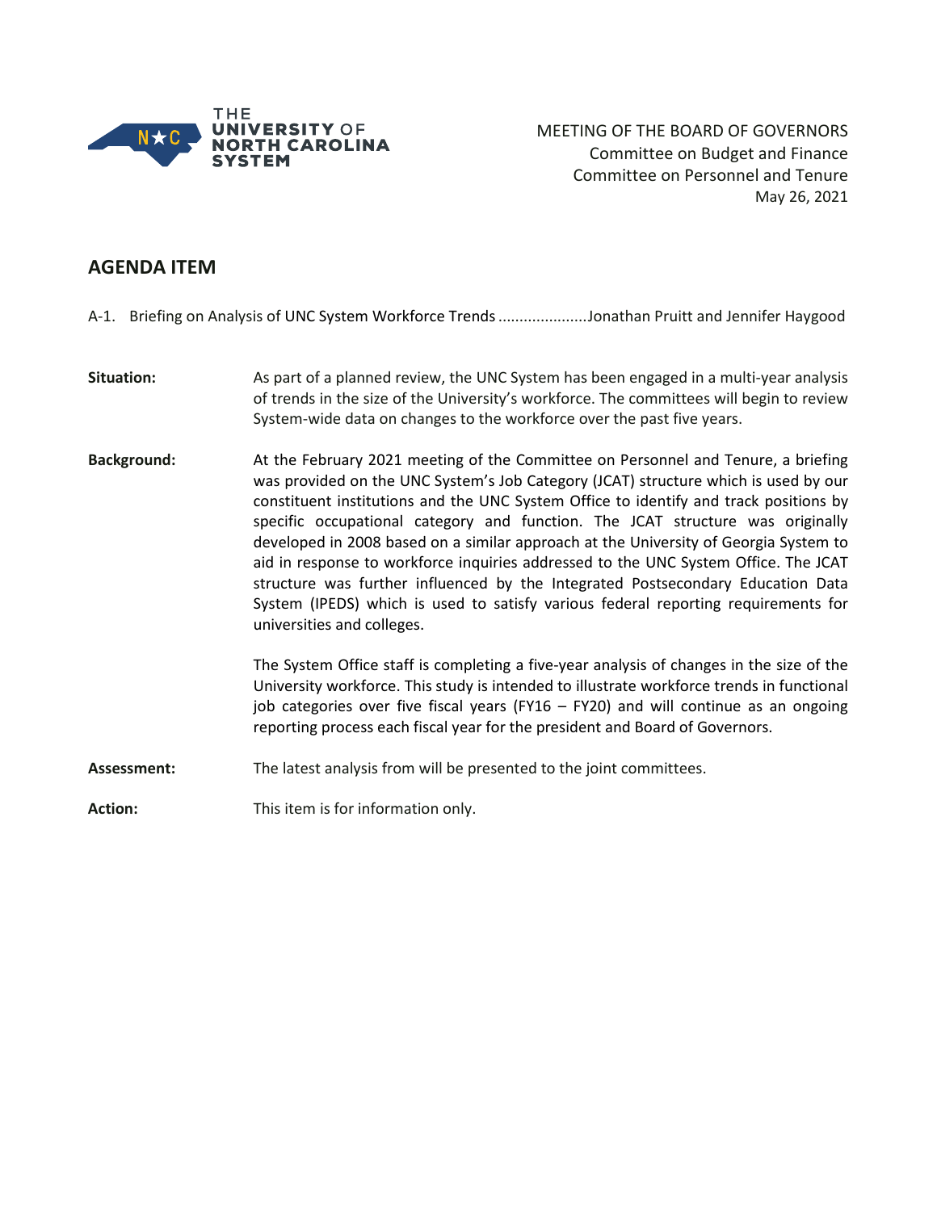MEETING OF THE BOARD OF GOVERNORS
Committee on Budget and Finance
Committee on Personnel and Tenure
May 26, 2021

## AGENDA ITEM

A-1. Briefing on Analysis of UNC System Workforce Trends ....................Jonathan Pruitt and Jennifer Haygood

**Situation:** As part of a planned review, the UNC System has been engaged in a multi-year analysis of trends in the size of the University's workforce. The committees will begin to review System-wide data on changes to the workforce over the past five years.

**Background:** At the February 2021 meeting of the Committee on Personnel and Tenure, a briefing was provided on the UNC System's Job Category (JCAT) structure which is used by our constituent institutions and the UNC System Office to identify and track positions by specific occupational category and function. The JCAT structure was originally developed in 2008 based on a similar approach at the University of Georgia System to aid in response to workforce inquiries addressed to the UNC System Office. The JCAT structure was further influenced by the Integrated Postsecondary Education Data System (IPEDS) which is used to satisfy various federal reporting requirements for universities and colleges.

The System Office staff is completing a five-year analysis of changes in the size of the University workforce. This study is intended to illustrate workforce trends in functional job categories over five fiscal years (FY16 – FY20) and will continue as an ongoing reporting process each fiscal year for the president and Board of Governors.

**Assessment:** The latest analysis from will be presented to the joint committees.

**Action:** This item is for information only.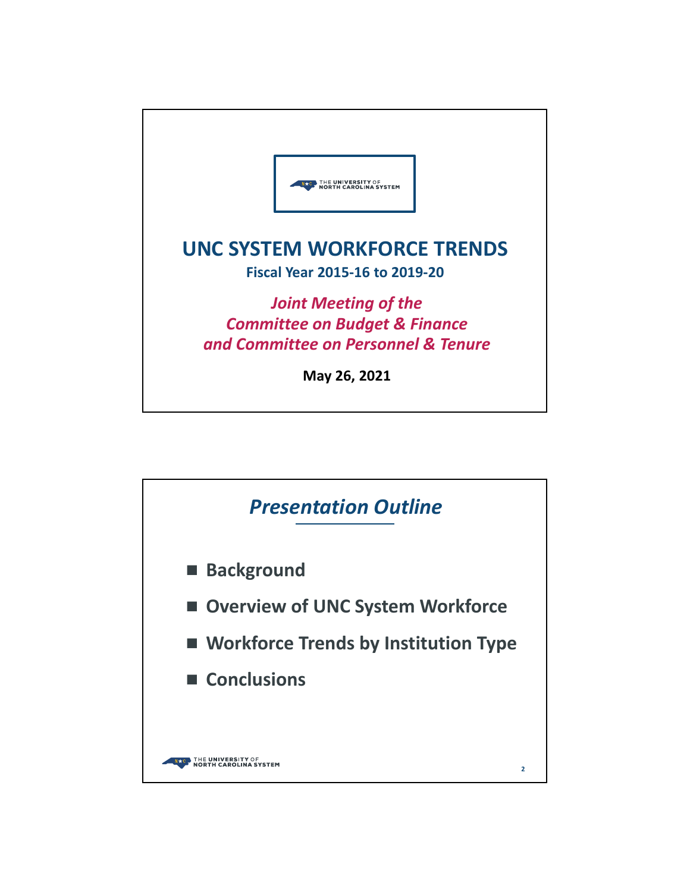# UNC SYSTEM WORKFORCE TRENDS

**Fiscal Year 2015-16 to 2019-20**

***Joint Meeting of the Committee on Budget & Finance and Committee on Personnel & Tenure***

**May 26, 2021**

## *Presentation Outline*

- **Background**
- **Overview of UNC System Workforce**
- **Workforce Trends by Institution Type**
- **Conclusions**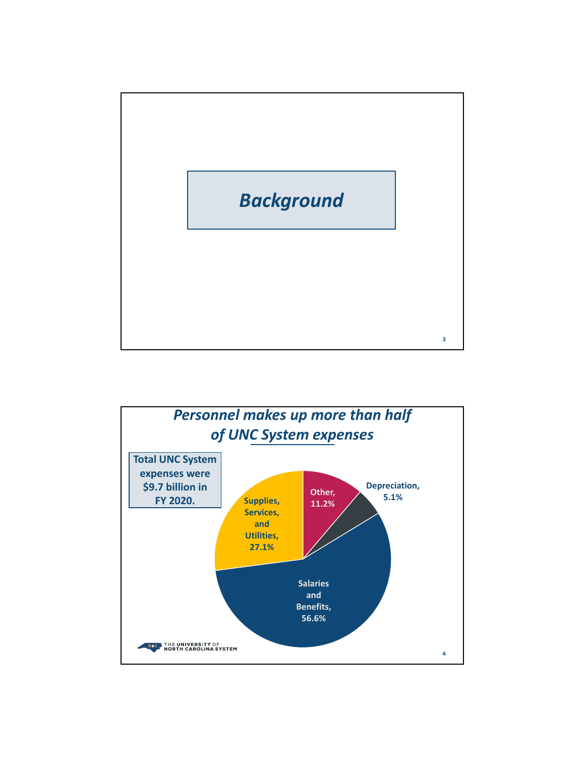## *Background*

## *Personnel makes up more than half of UNC System expenses*

**Total UNC System expenses were $9.7 billion in FY 2020.**

| Category | Share |
|---|---|
| Salaries and Benefits | 56.6% |
| Supplies, Services, and Utilities | 27.1% |
| Other | 11.2% |
| Depreciation | 5.1% |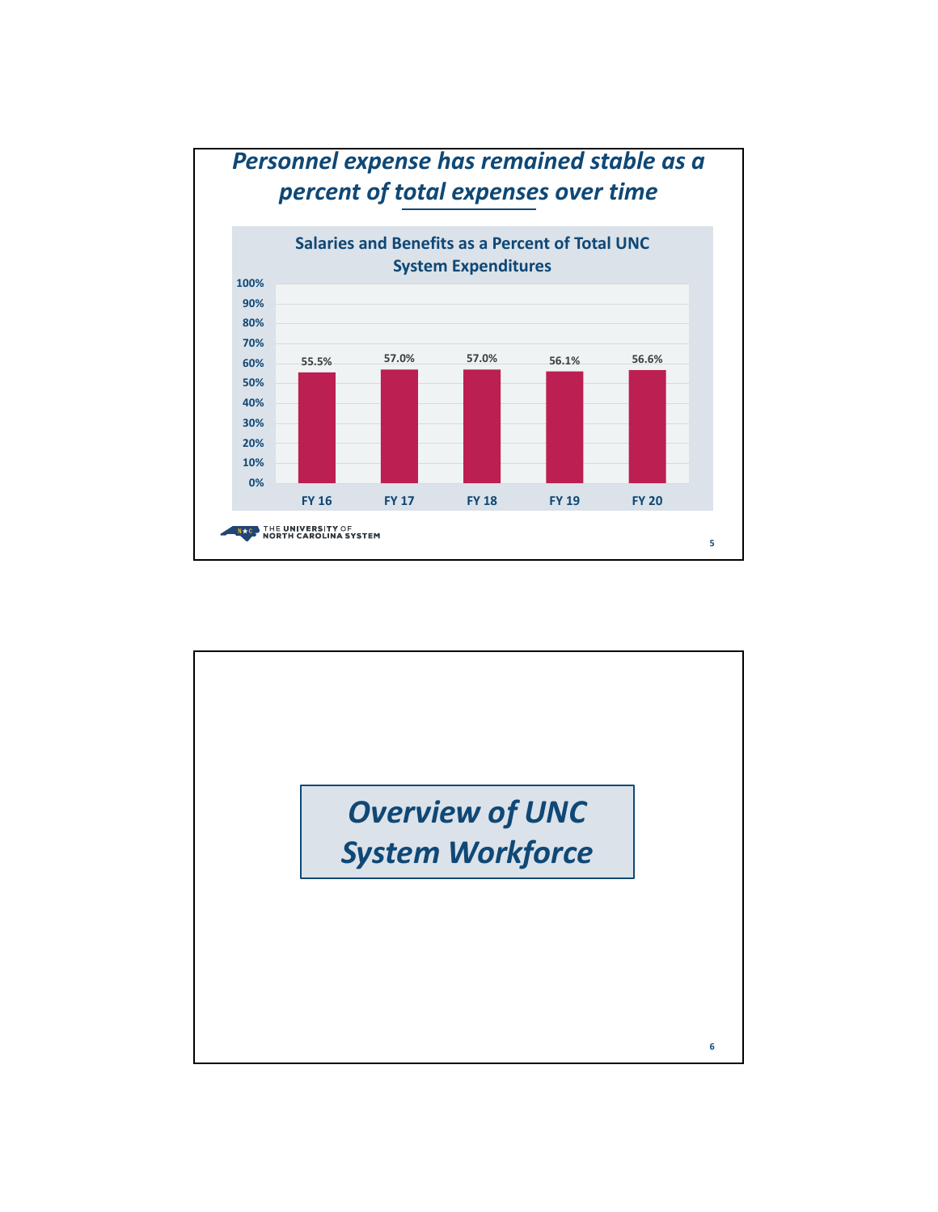## *Personnel expense has remained stable as a percent of total expenses over time*

**Salaries and Benefits as a Percent of Total UNC System Expenditures**

| | FY 16 | FY 17 | FY 18 | FY 19 | FY 20 |
|---|---|---|---|---|---|
| Salaries and Benefits (% of Total Expenditures) | 55.5% | 57.0% | 57.0% | 56.1% | 56.6% |

THE UNIVERSITY OF NORTH CAROLINA SYSTEM

---

## *Overview of UNC System Workforce*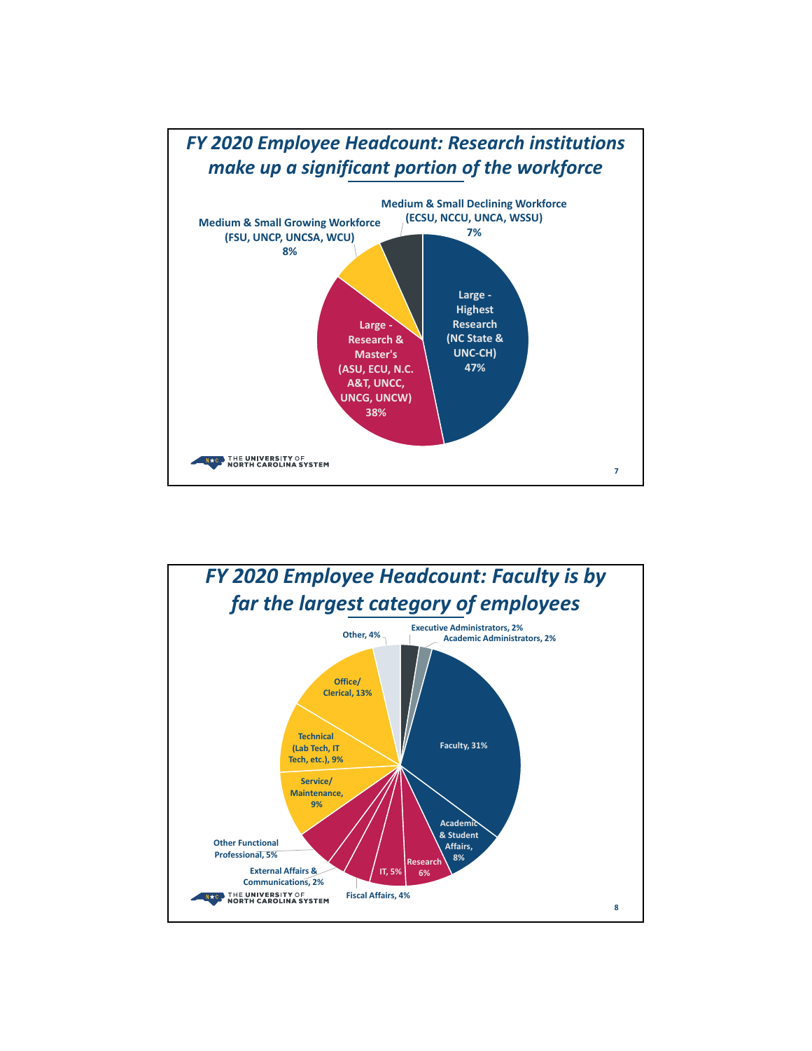## *FY 2020 Employee Headcount: Research institutions make up a significant portion of the workforce*

- **Large - Highest Research (NC State & UNC-CH) 47%**
- **Large - Research & Master's (ASU, ECU, N.C. A&T, UNCC, UNCG, UNCW) 38%**
- **Medium & Small Growing Workforce (FSU, UNCP, UNCSA, WCU) 8%**
- **Medium & Small Declining Workforce (ECSU, NCCU, UNCA, WSSU) 7%**

THE UNIVERSITY OF NORTH CAROLINA SYSTEM

## *FY 2020 Employee Headcount: Faculty is by far the largest category of employees*

- **Executive Administrators, 2%**
- **Academic Administrators, 2%**
- **Faculty, 31%**
- **Academic & Student Affairs, 8%**
- **Research 6%**
- **IT, 5%**
- **Fiscal Affairs, 4%**
- **External Affairs & Communications, 2%**
- **Other Functional Professional, 5%**
- **Service/ Maintenance, 9%**
- **Technical (Lab Tech, IT Tech, etc.), 9%**
- **Office/ Clerical, 13%**
- **Other, 4%**

THE UNIVERSITY OF NORTH CAROLINA SYSTEM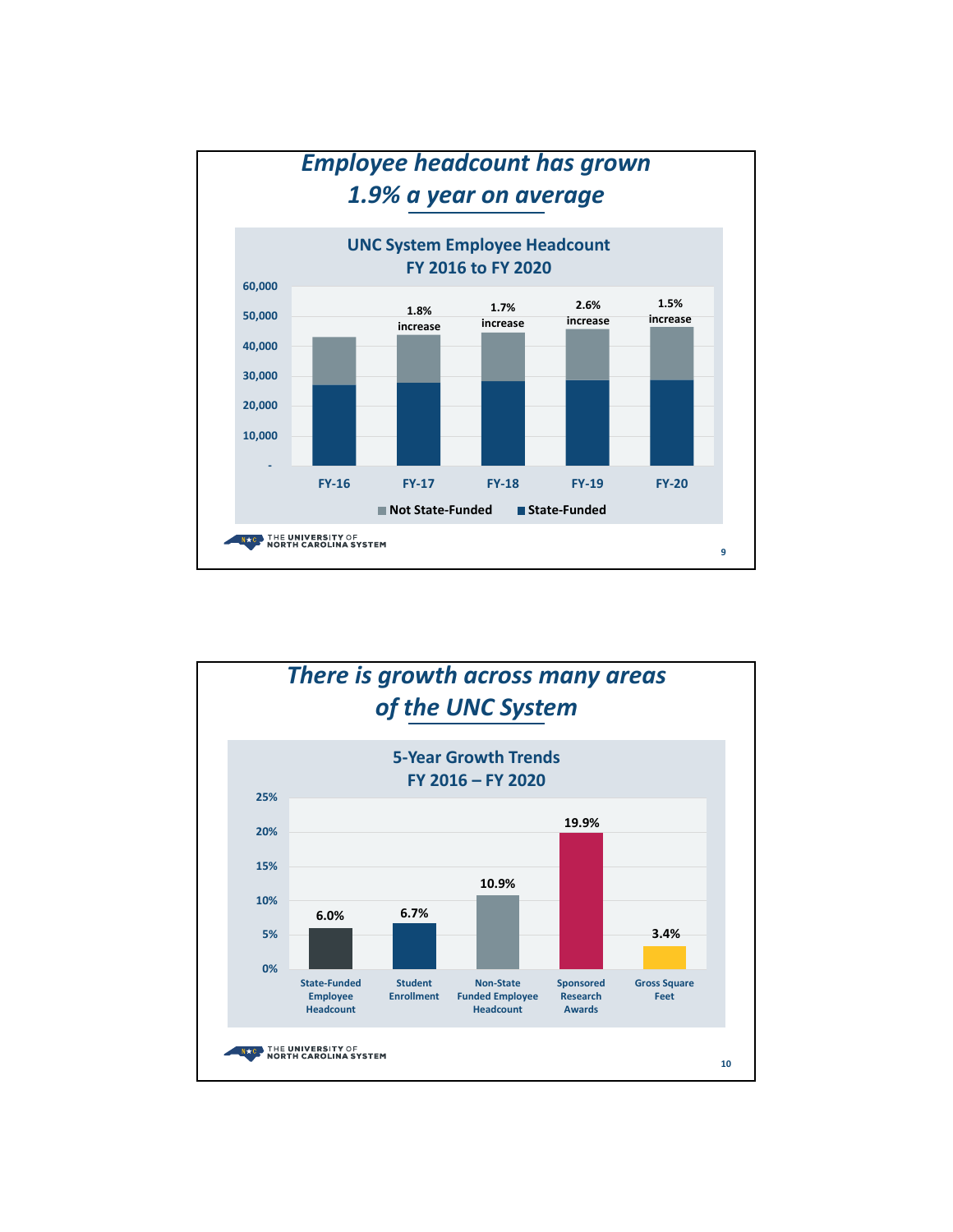# *Employee headcount has grown 1.9% a year on average*

**UNC System Employee Headcount**
**FY 2016 to FY 2020**

| | FY-16 | FY-17 | FY-18 | FY-19 | FY-20 |
|---|---|---|---|---|---|
| Change | | 1.8% increase | 1.7% increase | 2.6% increase | 1.5% increase |

Legend: Not State-Funded; State-Funded

# *There is growth across many areas of the UNC System*

**5-Year Growth Trends**
**FY 2016 – FY 2020**

| Category | Growth |
|---|---|
| State-Funded Employee Headcount | 6.0% |
| Student Enrollment | 6.7% |
| Non-State Funded Employee Headcount | 10.9% |
| Sponsored Research Awards | 19.9% |
| Gross Square Feet | 3.4% |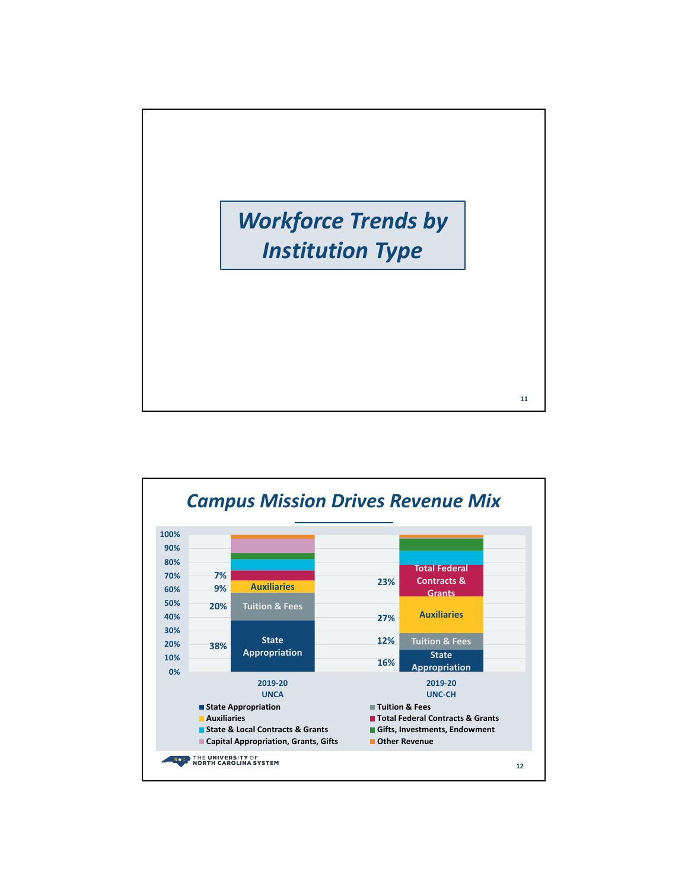# Workforce Trends by Institution Type

## Campus Mission Drives Revenue Mix

| Revenue Source | 2019-20 UNCA | 2019-20 UNC-CH |
|---|---|---|
| State Appropriation | 38% | 16% |
| Tuition & Fees | 20% | 12% |
| Auxiliaries | 9% | 27% |
| Total Federal Contracts & Grants | 7% | 23% |

Legend:
- State Appropriation
- Tuition & Fees
- Auxiliaries
- Total Federal Contracts & Grants
- State & Local Contracts & Grants
- Gifts, Investments, Endowment
- Capital Appropriation, Grants, Gifts
- Other Revenue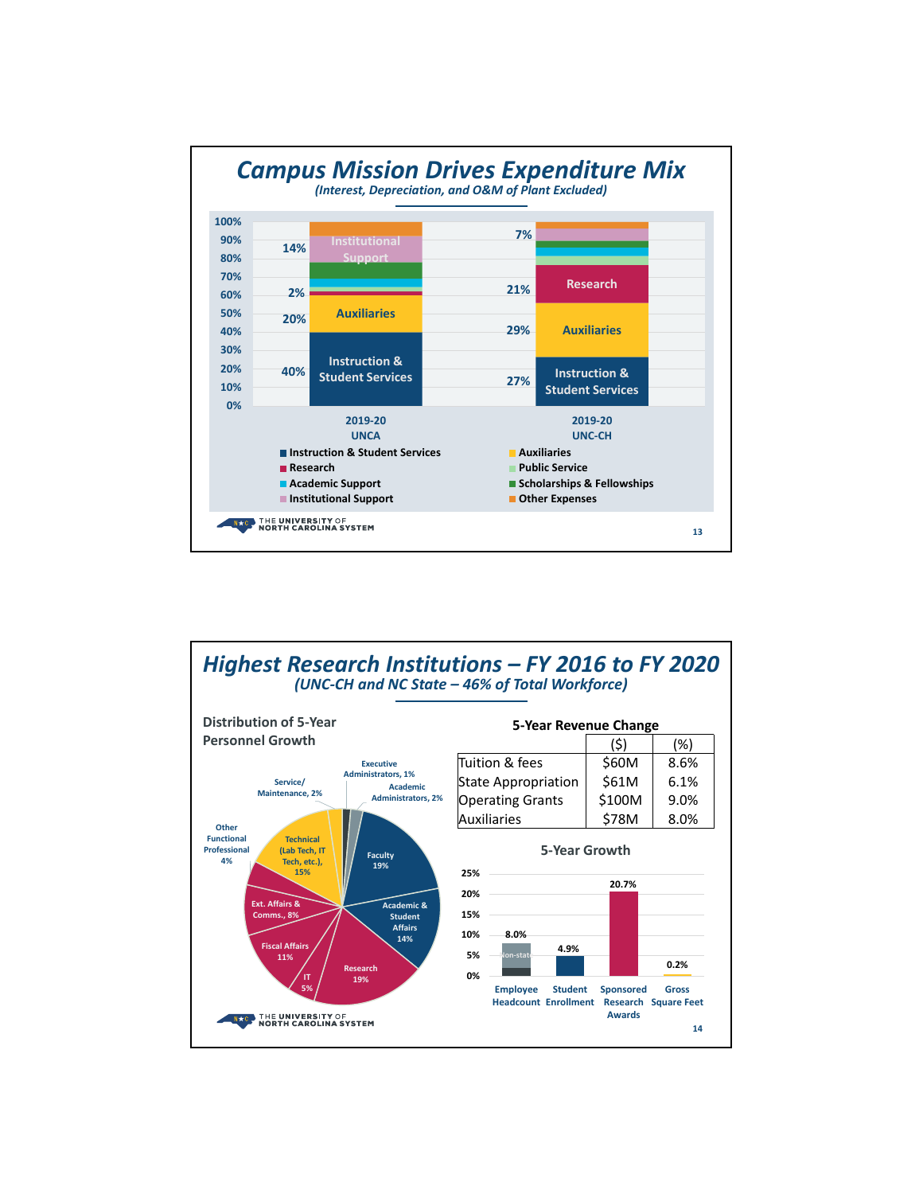# Campus Mission Drives Expenditure Mix

*(Interest, Depreciation, and O&M of Plant Excluded)*

| Category | 2019-20 UNCA | 2019-20 UNC-CH |
|---|---|---|
| Instruction & Student Services | 40% | 27% |
| Auxiliaries | 20% | 29% |
| Research | 2% | 21% |
| Institutional Support | 14% | 7% |

Legend: Instruction & Student Services; Research; Academic Support; Institutional Support; Auxiliaries; Public Service; Scholarships & Fellowships; Other Expenses

# Highest Research Institutions – FY 2016 to FY 2020

*(UNC-CH and NC State – 46% of Total Workforce)*

## Distribution of 5-Year Personnel Growth

- Faculty, 19%
- Academic & Student Affairs, 14%
- Research, 19%
- IT, 5%
- Fiscal Affairs, 11%
- Ext. Affairs & Comms., 8%
- Other Functional Professional, 4%
- Technical (Lab Tech, IT Tech, etc.), 15%
- Service/Maintenance, 2%
- Executive Administrators, 1%
- Academic Administrators, 2%

## 5-Year Revenue Change

| | ($) | (%) |
|---|---|---|
| Tuition & fees | $60M | 8.6% |
| State Appropriation | $61M | 6.1% |
| Operating Grants | $100M | 9.0% |
| Auxiliaries | $78M | 8.0% |

## 5-Year Growth

| Employee Headcount | Student Enrollment | Sponsored Research Awards | Gross Square Feet |
|---|---|---|---|
| 8.0% | 4.9% | 20.7% | 0.2% |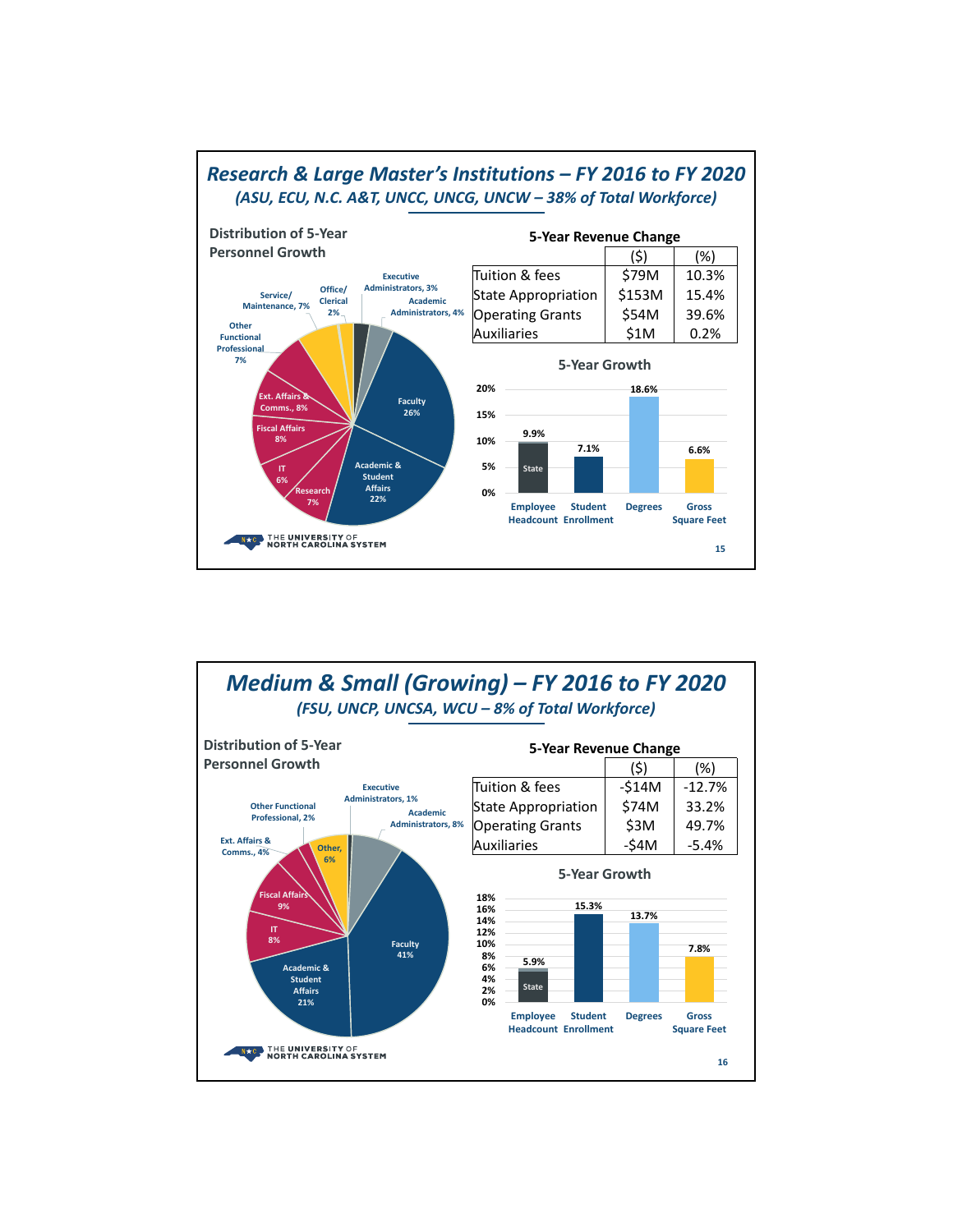## Research & Large Master's Institutions – FY 2016 to FY 2020

*(ASU, ECU, N.C. A&T, UNCC, UNCG, UNCW – 38% of Total Workforce)*

**Distribution of 5-Year Personnel Growth**

- Faculty 26%
- Academic & Student Affairs 22%
- Research 7%
- IT 6%
- Fiscal Affairs 8%
- Ext. Affairs & Comms., 8%
- Other Functional Professional 7%
- Service/ Maintenance, 7%
- Office/ Clerical 2%
- Executive Administrators, 3%
- Academic Administrators, 4%

**5-Year Revenue Change**

| | ($) | (%) |
|---|---|---|
| Tuition & fees | $79M | 10.3% |
| State Appropriation | $153M | 15.4% |
| Operating Grants | $54M | 39.6% |
| Auxiliaries | $1M | 0.2% |

**5-Year Growth**

| Employee Headcount (State) | Student Enrollment | Degrees | Gross Square Feet |
|---|---|---|---|
| 9.9% | 7.1% | 18.6% | 6.6% |

## Medium & Small (Growing) – FY 2016 to FY 2020

*(FSU, UNCP, UNCSA, WCU – 8% of Total Workforce)*

**Distribution of 5-Year Personnel Growth**

- Faculty 41%
- Academic & Student Affairs 21%
- IT 8%
- Fiscal Affairs 9%
- Ext. Affairs & Comms., 4%
- Other Functional Professional, 2%
- Other, 6%
- Executive Administrators, 1%
- Academic Administrators, 8%

**5-Year Revenue Change**

| | ($) | (%) |
|---|---|---|
| Tuition & fees | -$14M | -12.7% |
| State Appropriation | $74M | 33.2% |
| Operating Grants | $3M | 49.7% |
| Auxiliaries | -$4M | -5.4% |

**5-Year Growth**

| Employee Headcount (State) | Student Enrollment | Degrees | Gross Square Feet |
|---|---|---|---|
| 5.9% | 15.3% | 13.7% | 7.8% |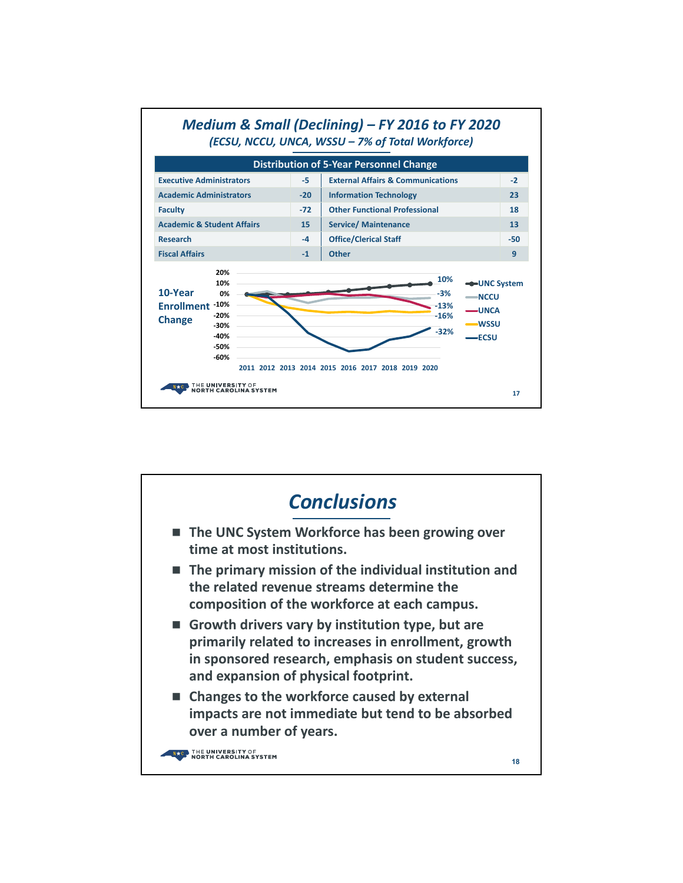## *Medium & Small (Declining) – FY 2016 to FY 2020*

### *(ECSU, NCCU, UNCA, WSSU – 7% of Total Workforce)*

| Distribution of 5-Year Personnel Change | | | |
|---|---|---|---|
| Executive Administrators | -5 | External Affairs & Communications | -2 |
| Academic Administrators | -20 | Information Technology | 23 |
| Faculty | -72 | Other Functional Professional | 18 |
| Academic & Student Affairs | 15 | Service/ Maintenance | 13 |
| Research | -4 | Office/Clerical Staff | -50 |
| Fiscal Affairs | -1 | Other | 9 |

**10-Year Enrollment Change**

| Series | 2020 change (2011–2020) |
|---|---|
| UNC System | 10% |
| NCCU | -3% |
| UNCA | -13% |
| WSSU | -16% |
| ECSU | -32% |

## *Conclusions*

- The UNC System Workforce has been growing over time at most institutions.
- The primary mission of the individual institution and the related revenue streams determine the composition of the workforce at each campus.
- Growth drivers vary by institution type, but are primarily related to increases in enrollment, growth in sponsored research, emphasis on student success, and expansion of physical footprint.
- Changes to the workforce caused by external impacts are not immediate but tend to be absorbed over a number of years.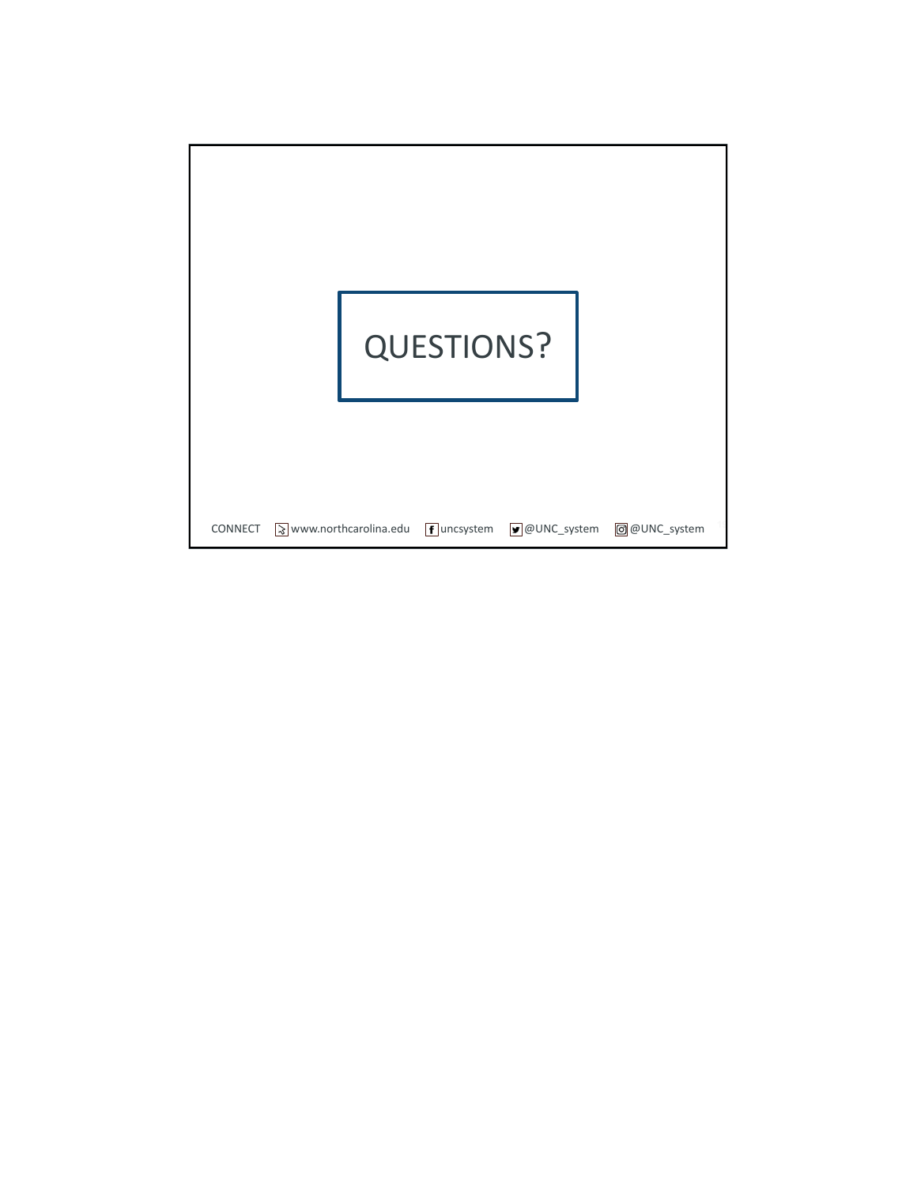# QUESTIONS?

CONNECT www.northcarolina.edu uncsystem @UNC_system @UNC_system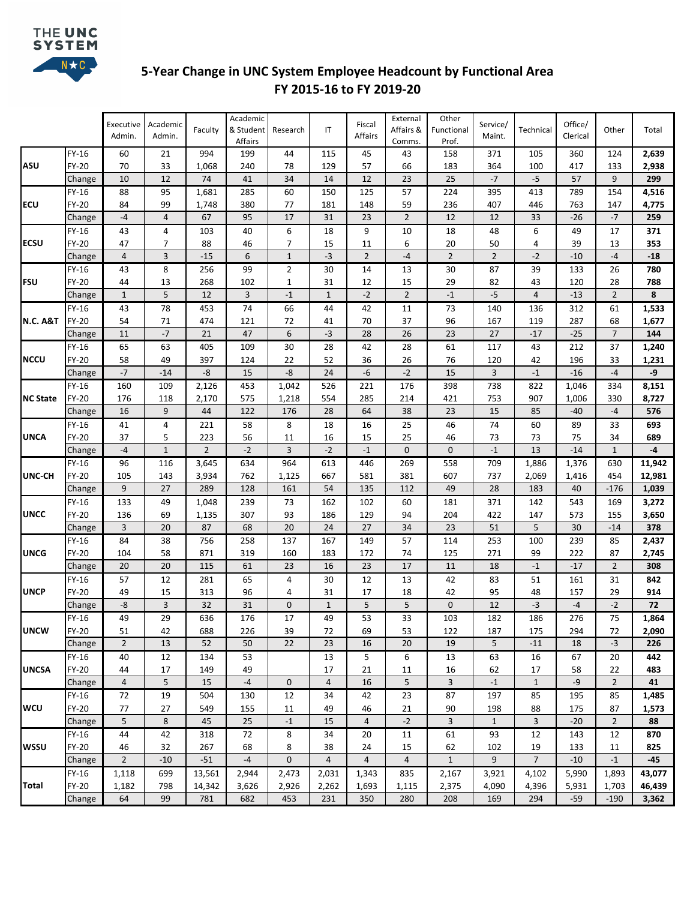# 5-Year Change in UNC System Employee Headcount by Functional Area
## FY 2015-16 to FY 2019-20

| | | Executive Admin. | Academic Admin. | Faculty | Academic & Student Affairs | Research | IT | Fiscal Affairs | External Affairs & Comms. | Other Functional Prof. | Service/ Maint. | Technical | Office/ Clerical | Other | Total |
|---|---|---|---|---|---|---|---|---|---|---|---|---|---|---|---|
| **ASU** | FY-16 | 60 | 21 | 994 | 199 | 44 | 115 | 45 | 43 | 158 | 371 | 105 | 360 | 124 | **2,639** |
| | FY-20 | 70 | 33 | 1,068 | 240 | 78 | 129 | 57 | 66 | 183 | 364 | 100 | 417 | 133 | **2,938** |
| | Change | 10 | 12 | 74 | 41 | 34 | 14 | 12 | 23 | 25 | -7 | -5 | 57 | 9 | **299** |
| **ECU** | FY-16 | 88 | 95 | 1,681 | 285 | 60 | 150 | 125 | 57 | 224 | 395 | 413 | 789 | 154 | **4,516** |
| | FY-20 | 84 | 99 | 1,748 | 380 | 77 | 181 | 148 | 59 | 236 | 407 | 446 | 763 | 147 | **4,775** |
| | Change | -4 | 4 | 67 | 95 | 17 | 31 | 23 | 2 | 12 | 12 | 33 | -26 | -7 | **259** |
| **ECSU** | FY-16 | 43 | 4 | 103 | 40 | 6 | 18 | 9 | 10 | 18 | 48 | 6 | 49 | 17 | **371** |
| | FY-20 | 47 | 7 | 88 | 46 | 7 | 15 | 11 | 6 | 20 | 50 | 4 | 39 | 13 | **353** |
| | Change | 4 | 3 | -15 | 6 | 1 | -3 | 2 | -4 | 2 | 2 | -2 | -10 | -4 | **-18** |
| **FSU** | FY-16 | 43 | 8 | 256 | 99 | 2 | 30 | 14 | 13 | 30 | 87 | 39 | 133 | 26 | **780** |
| | FY-20 | 44 | 13 | 268 | 102 | 1 | 31 | 12 | 15 | 29 | 82 | 43 | 120 | 28 | **788** |
| | Change | 1 | 5 | 12 | 3 | -1 | 1 | -2 | 2 | -1 | -5 | 4 | -13 | 2 | **8** |
| **N.C. A&T** | FY-16 | 43 | 78 | 453 | 74 | 66 | 44 | 42 | 11 | 73 | 140 | 136 | 312 | 61 | **1,533** |
| | FY-20 | 54 | 71 | 474 | 121 | 72 | 41 | 70 | 37 | 96 | 167 | 119 | 287 | 68 | **1,677** |
| | Change | 11 | -7 | 21 | 47 | 6 | -3 | 28 | 26 | 23 | 27 | -17 | -25 | 7 | **144** |
| **NCCU** | FY-16 | 65 | 63 | 405 | 109 | 30 | 28 | 42 | 28 | 61 | 117 | 43 | 212 | 37 | **1,240** |
| | FY-20 | 58 | 49 | 397 | 124 | 22 | 52 | 36 | 26 | 76 | 120 | 42 | 196 | 33 | **1,231** |
| | Change | -7 | -14 | -8 | 15 | -8 | 24 | -6 | -2 | 15 | 3 | -1 | -16 | -4 | **-9** |
| **NC State** | FY-16 | 160 | 109 | 2,126 | 453 | 1,042 | 526 | 221 | 176 | 398 | 738 | 822 | 1,046 | 334 | **8,151** |
| | FY-20 | 176 | 118 | 2,170 | 575 | 1,218 | 554 | 285 | 214 | 421 | 753 | 907 | 1,006 | 330 | **8,727** |
| | Change | 16 | 9 | 44 | 122 | 176 | 28 | 64 | 38 | 23 | 15 | 85 | -40 | -4 | **576** |
| **UNCA** | FY-16 | 41 | 4 | 221 | 58 | 8 | 18 | 16 | 25 | 46 | 74 | 60 | 89 | 33 | **693** |
| | FY-20 | 37 | 5 | 223 | 56 | 11 | 16 | 15 | 25 | 46 | 73 | 73 | 75 | 34 | **689** |
| | Change | -4 | 1 | 2 | -2 | 3 | -2 | -1 | 0 | 0 | -1 | 13 | -14 | 1 | **-4** |
| **UNC-CH** | FY-16 | 96 | 116 | 3,645 | 634 | 964 | 613 | 446 | 269 | 558 | 709 | 1,886 | 1,376 | 630 | **11,942** |
| | FY-20 | 105 | 143 | 3,934 | 762 | 1,125 | 667 | 581 | 381 | 607 | 737 | 2,069 | 1,416 | 454 | **12,981** |
| | Change | 9 | 27 | 289 | 128 | 161 | 54 | 135 | 112 | 49 | 28 | 183 | 40 | -176 | **1,039** |
| **UNCC** | FY-16 | 133 | 49 | 1,048 | 239 | 73 | 162 | 102 | 60 | 181 | 371 | 142 | 543 | 169 | **3,272** |
| | FY-20 | 136 | 69 | 1,135 | 307 | 93 | 186 | 129 | 94 | 204 | 422 | 147 | 573 | 155 | **3,650** |
| | Change | 3 | 20 | 87 | 68 | 20 | 24 | 27 | 34 | 23 | 51 | 5 | 30 | -14 | **378** |
| **UNCG** | FY-16 | 84 | 38 | 756 | 258 | 137 | 167 | 149 | 57 | 114 | 253 | 100 | 239 | 85 | **2,437** |
| | FY-20 | 104 | 58 | 871 | 319 | 160 | 183 | 172 | 74 | 125 | 271 | 99 | 222 | 87 | **2,745** |
| | Change | 20 | 20 | 115 | 61 | 23 | 16 | 23 | 17 | 11 | 18 | -1 | -17 | 2 | **308** |
| **UNCP** | FY-16 | 57 | 12 | 281 | 65 | 4 | 30 | 12 | 13 | 42 | 83 | 51 | 161 | 31 | **842** |
| | FY-20 | 49 | 15 | 313 | 96 | 4 | 31 | 17 | 18 | 42 | 95 | 48 | 157 | 29 | **914** |
| | Change | -8 | 3 | 32 | 31 | 0 | 1 | 5 | 5 | 0 | 12 | -3 | -4 | -2 | **72** |
| **UNCW** | FY-16 | 49 | 29 | 636 | 176 | 17 | 49 | 53 | 33 | 103 | 182 | 186 | 276 | 75 | **1,864** |
| | FY-20 | 51 | 42 | 688 | 226 | 39 | 72 | 69 | 53 | 122 | 187 | 175 | 294 | 72 | **2,090** |
| | Change | 2 | 13 | 52 | 50 | 22 | 23 | 16 | 20 | 19 | 5 | -11 | 18 | -3 | **226** |
| **UNCSA** | FY-16 | 40 | 12 | 134 | 53 | | 13 | 5 | 6 | 13 | 63 | 16 | 67 | 20 | **442** |
| | FY-20 | 44 | 17 | 149 | 49 | | 17 | 21 | 11 | 16 | 62 | 17 | 58 | 22 | **483** |
| | Change | 4 | 5 | 15 | -4 | 0 | 4 | 16 | 5 | 3 | -1 | 1 | -9 | 2 | **41** |
| **WCU** | FY-16 | 72 | 19 | 504 | 130 | 12 | 34 | 42 | 23 | 87 | 197 | 85 | 195 | 85 | **1,485** |
| | FY-20 | 77 | 27 | 549 | 155 | 11 | 49 | 46 | 21 | 90 | 198 | 88 | 175 | 87 | **1,573** |
| | Change | 5 | 8 | 45 | 25 | -1 | 15 | 4 | -2 | 3 | 1 | 3 | -20 | 2 | **88** |
| **WSSU** | FY-16 | 44 | 42 | 318 | 72 | 8 | 34 | 20 | 11 | 61 | 93 | 12 | 143 | 12 | **870** |
| | FY-20 | 46 | 32 | 267 | 68 | 8 | 38 | 24 | 15 | 62 | 102 | 19 | 133 | 11 | **825** |
| | Change | 2 | -10 | -51 | -4 | 0 | 4 | 4 | 4 | 1 | 9 | 7 | -10 | -1 | **-45** |
| **Total** | FY-16 | 1,118 | 699 | 13,561 | 2,944 | 2,473 | 2,031 | 1,343 | 835 | 2,167 | 3,921 | 4,102 | 5,990 | 1,893 | **43,077** |
| | FY-20 | 1,182 | 798 | 14,342 | 3,626 | 2,926 | 2,262 | 1,693 | 1,115 | 2,375 | 4,090 | 4,396 | 5,931 | 1,703 | **46,439** |
| | Change | 64 | 99 | 781 | 682 | 453 | 231 | 350 | 280 | 208 | 169 | 294 | -59 | -190 | **3,362** |